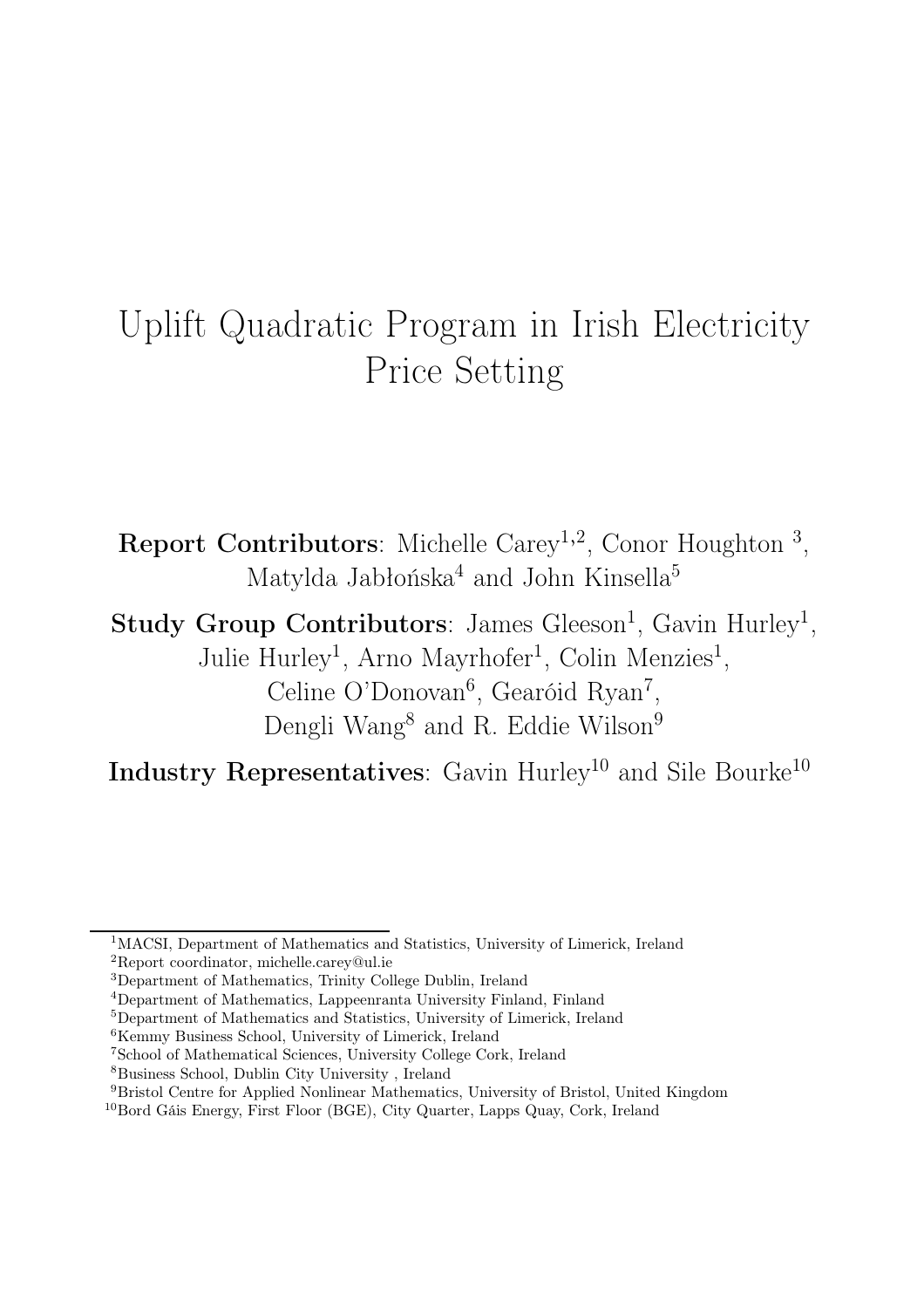# Uplift Quadratic Program in Irish Electricity Price Setting

**Report Contributors**: Michelle Carey[1,2], Conor Houghton [3], Matylda Jabłońska[4] and John Kinsella[5]

**Study Group Contributors**: James Gleeson[1], Gavin Hurley[1], Julie Hurley[1], Arno Mayrhofer[1], Colin Menzies[1], Celine O'Donovan[6], Gearóid Ryan[7], Dengli Wang[8] and R. Eddie Wilson[9]

**Industry Representatives**: Gavin Hurley[10] and Sile Bourke[10]

---

[1]MACSI, Department of Mathematics and Statistics, University of Limerick, Ireland

[2]Report coordinator, michelle.carey@ul.ie

[3]Department of Mathematics, Trinity College Dublin, Ireland

[4]Department of Mathematics, Lappeenranta University Finland, Finland

[5]Department of Mathematics and Statistics, University of Limerick, Ireland

[6]Kemmy Business School, University of Limerick, Ireland

[7]School of Mathematical Sciences, University College Cork, Ireland

[8]Business School, Dublin City University , Ireland

[9]Bristol Centre for Applied Nonlinear Mathematics, University of Bristol, United Kingdom

[10]Bord Gáis Energy, First Floor (BGE), City Quarter, Lapps Quay, Cork, Ireland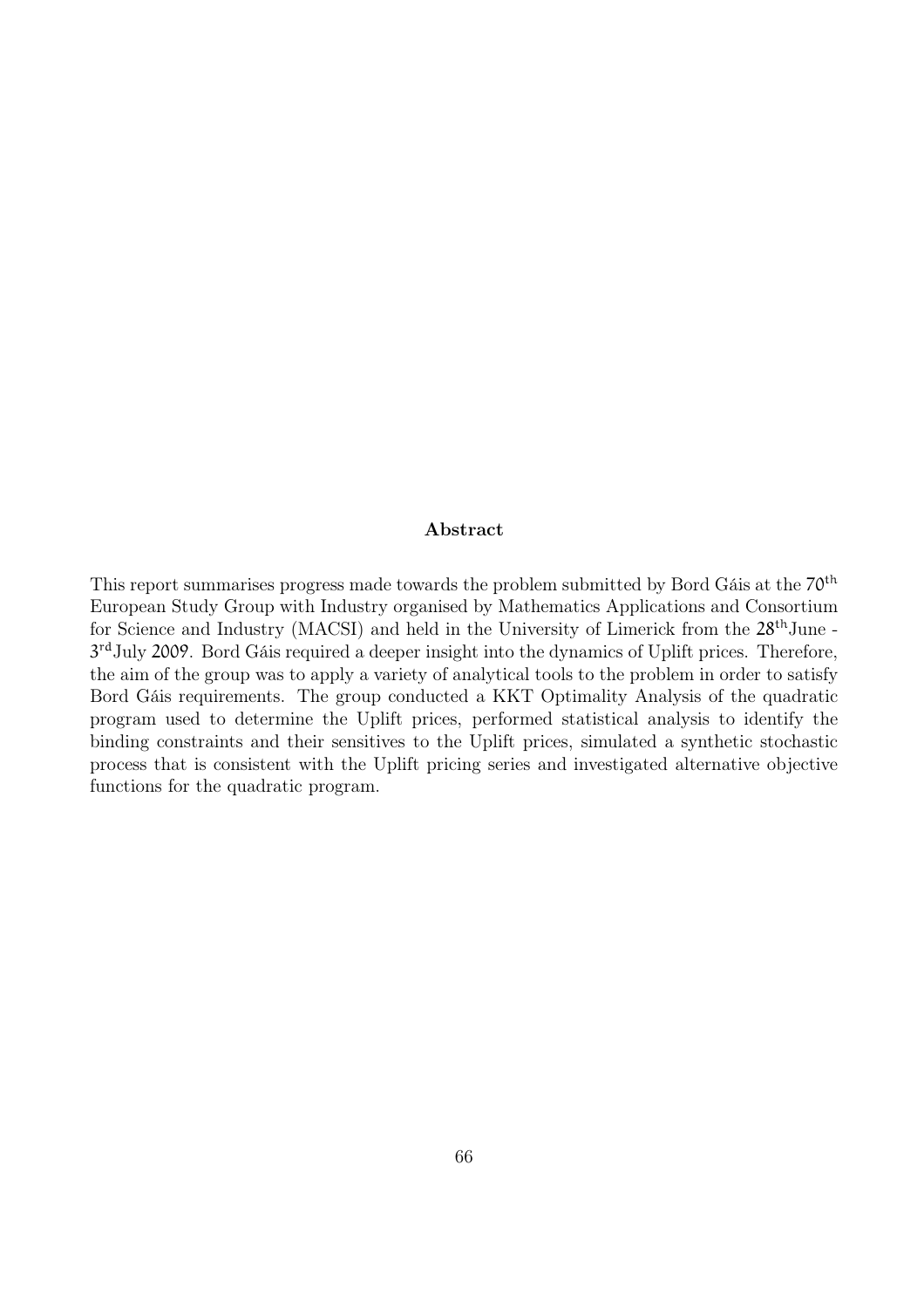**Abstract**

This report summarises progress made towards the problem submitted by Bord Gáis at the 70th European Study Group with Industry organised by Mathematics Applications and Consortium for Science and Industry (MACSI) and held in the University of Limerick from the 28th June - 3rd July 2009. Bord Gáis required a deeper insight into the dynamics of Uplift prices. Therefore, the aim of the group was to apply a variety of analytical tools to the problem in order to satisfy Bord Gáis requirements. The group conducted a KKT Optimality Analysis of the quadratic program used to determine the Uplift prices, performed statistical analysis to identify the binding constraints and their sensitives to the Uplift prices, simulated a synthetic stochastic process that is consistent with the Uplift pricing series and investigated alternative objective functions for the quadratic program.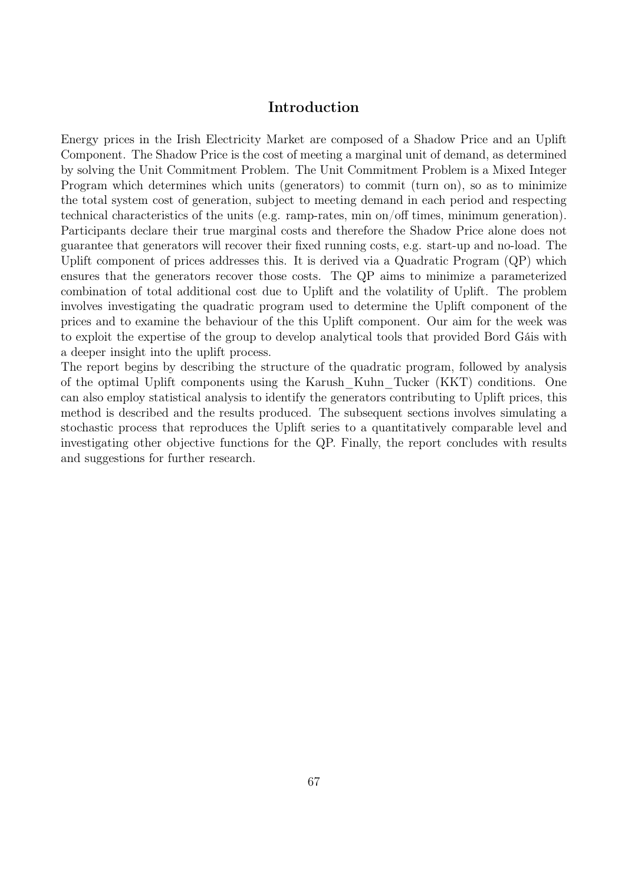# Introduction

Energy prices in the Irish Electricity Market are composed of a Shadow Price and an Uplift Component. The Shadow Price is the cost of meeting a marginal unit of demand, as determined by solving the Unit Commitment Problem. The Unit Commitment Problem is a Mixed Integer Program which determines which units (generators) to commit (turn on), so as to minimize the total system cost of generation, subject to meeting demand in each period and respecting technical characteristics of the units (e.g. ramp-rates, min on/off times, minimum generation). Participants declare their true marginal costs and therefore the Shadow Price alone does not guarantee that generators will recover their fixed running costs, e.g. start-up and no-load. The Uplift component of prices addresses this. It is derived via a Quadratic Program (QP) which ensures that the generators recover those costs. The QP aims to minimize a parameterized combination of total additional cost due to Uplift and the volatility of Uplift. The problem involves investigating the quadratic program used to determine the Uplift component of the prices and to examine the behaviour of the this Uplift component. Our aim for the week was to exploit the expertise of the group to develop analytical tools that provided Bord Gáis with a deeper insight into the uplift process.

The report begins by describing the structure of the quadratic program, followed by analysis of the optimal Uplift components using the Karush_Kuhn_Tucker (KKT) conditions. One can also employ statistical analysis to identify the generators contributing to Uplift prices, this method is described and the results produced. The subsequent sections involves simulating a stochastic process that reproduces the Uplift series to a quantitatively comparable level and investigating other objective functions for the QP. Finally, the report concludes with results and suggestions for further research.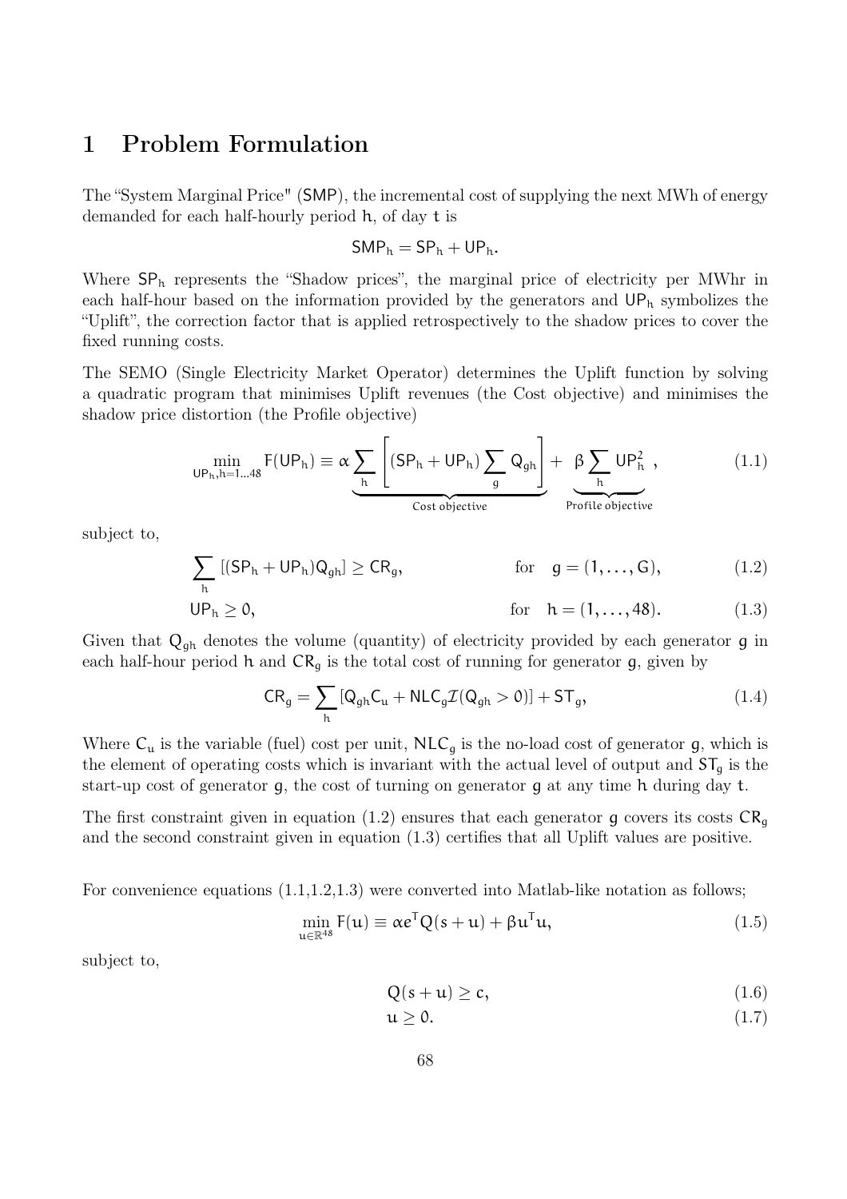# 1 Problem Formulation

The "System Marginal Price" (SMP), the incremental cost of supplying the next MWh of energy demanded for each half-hourly period $h$, of day $t$ is

$$\mathsf{SMP}_h = \mathsf{SP}_h + \mathsf{UP}_h.$$

Where $\mathsf{SP}_h$ represents the "Shadow prices", the marginal price of electricity per MWhr in each half-hour based on the information provided by the generators and $\mathsf{UP}_h$ symbolizes the "Uplift", the correction factor that is applied retrospectively to the shadow prices to cover the fixed running costs.

The SEMO (Single Electricity Market Operator) determines the Uplift function by solving a quadratic program that minimises Uplift revenues (the Cost objective) and minimises the shadow price distortion (the Profile objective)

$$\min_{\mathsf{UP}_h, h=1\ldots48} \mathsf{F}(\mathsf{UP}_h) \equiv \alpha \underbrace{\sum_h \left[ (\mathsf{SP}_h + \mathsf{UP}_h) \sum_g \mathsf{Q}_{gh} \right]}_{\text{Cost objective}} + \underbrace{\beta \sum_h \mathsf{UP}_h^2}_{\text{Profile objective}}, \tag{1.1}$$

subject to,

$$\sum_h \left[ (\mathsf{SP}_h + \mathsf{UP}_h) \mathsf{Q}_{gh} \right] \geq \mathsf{CR}_g, \qquad \text{for} \quad g = (1, \ldots, G), \tag{1.2}$$

$$\mathsf{UP}_h \geq 0, \qquad \text{for} \quad h = (1, \ldots, 48). \tag{1.3}$$

Given that $\mathsf{Q}_{gh}$ denotes the volume (quantity) of electricity provided by each generator $g$ in each half-hour period $h$ and $\mathsf{CR}_g$ is the total cost of running for generator $g$, given by

$$\mathsf{CR}_g = \sum_h \left[ \mathsf{Q}_{gh} \mathsf{C}_u + \mathsf{NLC}_g \mathcal{I}(\mathsf{Q}_{gh} > 0) \right] + \mathsf{ST}_g, \tag{1.4}$$

Where $\mathsf{C}_u$ is the variable (fuel) cost per unit, $\mathsf{NLC}_g$ is the no-load cost of generator $g$, which is the element of operating costs which is invariant with the actual level of output and $\mathsf{ST}_g$ is the start-up cost of generator $g$, the cost of turning on generator $g$ at any time $h$ during day $t$.

The first constraint given in equation (1.2) ensures that each generator $g$ covers its costs $\mathsf{CR}_g$ and the second constraint given in equation (1.3) certifies that all Uplift values are positive.

For convenience equations (1.1,1.2,1.3) were converted into Matlab-like notation as follows;

$$\min_{u \in \mathbb{R}^{48}} \mathsf{F}(u) \equiv \alpha e^{\mathsf{T}} Q(s + u) + \beta u^{\mathsf{T}} u, \tag{1.5}$$

subject to,

$$Q(s + u) \geq c, \tag{1.6}$$

$$u \geq 0. \tag{1.7}$$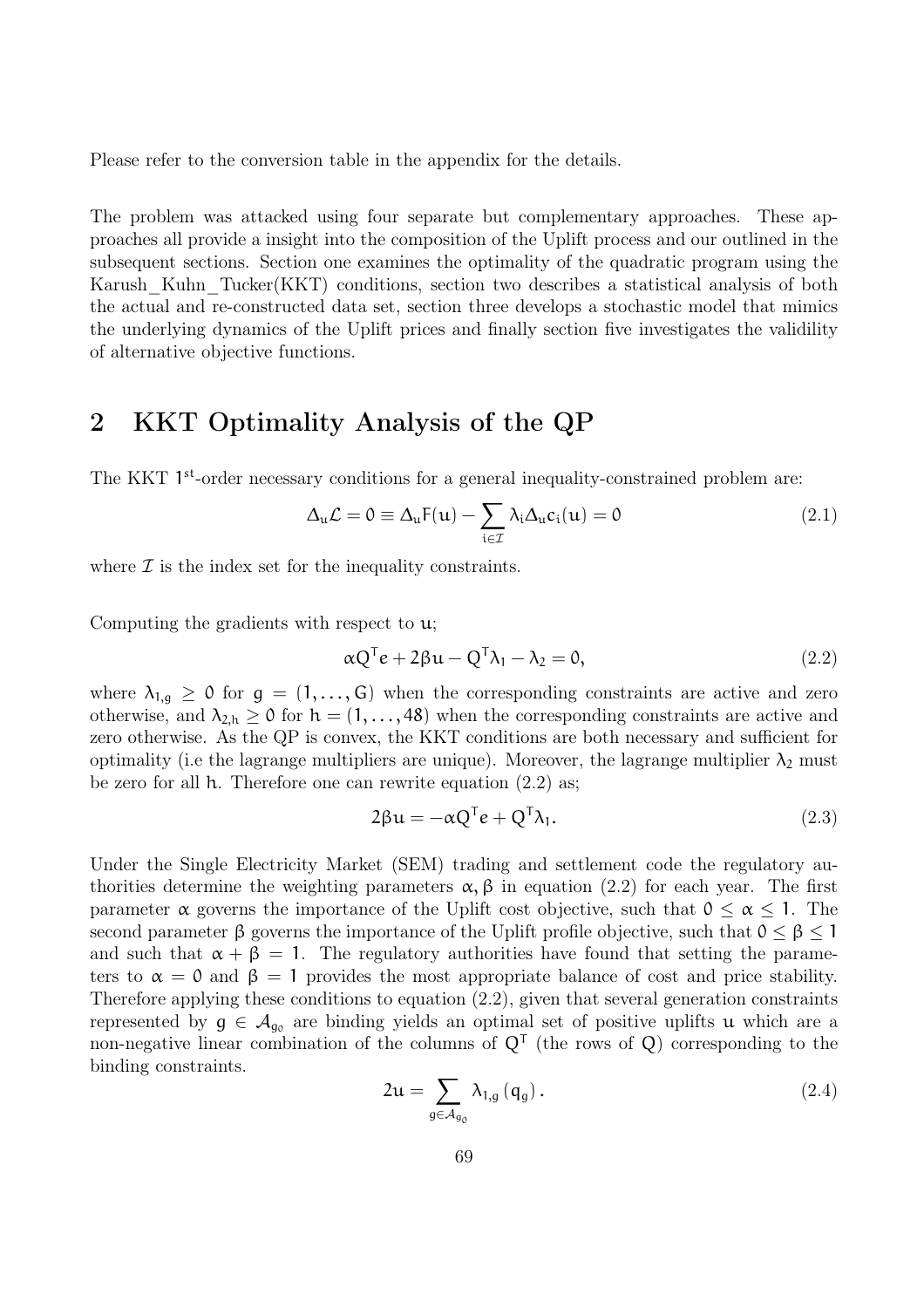Please refer to the conversion table in the appendix for the details.

The problem was attacked using four separate but complementary approaches. These approaches all provide a insight into the composition of the Uplift process and our outlined in the subsequent sections. Section one examines the optimality of the quadratic program using the Karush_Kuhn_Tucker(KKT) conditions, section two describes a statistical analysis of both the actual and re-constructed data set, section three develops a stochastic model that mimics the underlying dynamics of the Uplift prices and finally section five investigates the valididity of alternative objective functions.

## 2 KKT Optimality Analysis of the QP

The KKT $1^{st}$-order necessary conditions for a general inequality-constrained problem are:

$$\Delta_u \mathcal{L} = 0 \equiv \Delta_u F(u) - \sum_{i \in \mathcal{I}} \lambda_i \Delta_u c_i(u) = 0 \tag{2.1}$$

where $\mathcal{I}$ is the index set for the inequality constraints.

Computing the gradients with respect to $u$;

$$\alpha Q^T e + 2\beta u - Q^T \lambda_1 - \lambda_2 = 0, \tag{2.2}$$

where $\lambda_{1,g} \geq 0$ for $g = (1, \ldots, G)$ when the corresponding constraints are active and zero otherwise, and $\lambda_{2,h} \geq 0$ for $h = (1, \ldots, 48)$ when the corresponding constraints are active and zero otherwise. As the QP is convex, the KKT conditions are both necessary and sufficient for optimality (i.e the lagrange multipliers are unique). Moreover, the lagrange multiplier $\lambda_2$ must be zero for all $h$. Therefore one can rewrite equation (2.2) as;

$$2\beta u = -\alpha Q^T e + Q^T \lambda_1. \tag{2.3}$$

Under the Single Electricity Market (SEM) trading and settlement code the regulatory authorities determine the weighting parameters $\alpha, \beta$ in equation (2.2) for each year. The first parameter $\alpha$ governs the importance of the Uplift cost objective, such that $0 \leq \alpha \leq 1$. The second parameter $\beta$ governs the importance of the Uplift profile objective, such that $0 \leq \beta \leq 1$ and such that $\alpha + \beta = 1$. The regulatory authorities have found that setting the parameters to $\alpha = 0$ and $\beta = 1$ provides the most appropriate balance of cost and price stability. Therefore applying these conditions to equation (2.2), given that several generation constraints represented by $g \in \mathcal{A}_{g_0}$ are binding yields an optimal set of positive uplifts $u$ which are a non-negative linear combination of the columns of $Q^T$ (the rows of $Q$) corresponding to the binding constraints.

$$2u = \sum_{g \in \mathcal{A}_{g_0}} \lambda_{1,g} \left( q_g \right). \tag{2.4}$$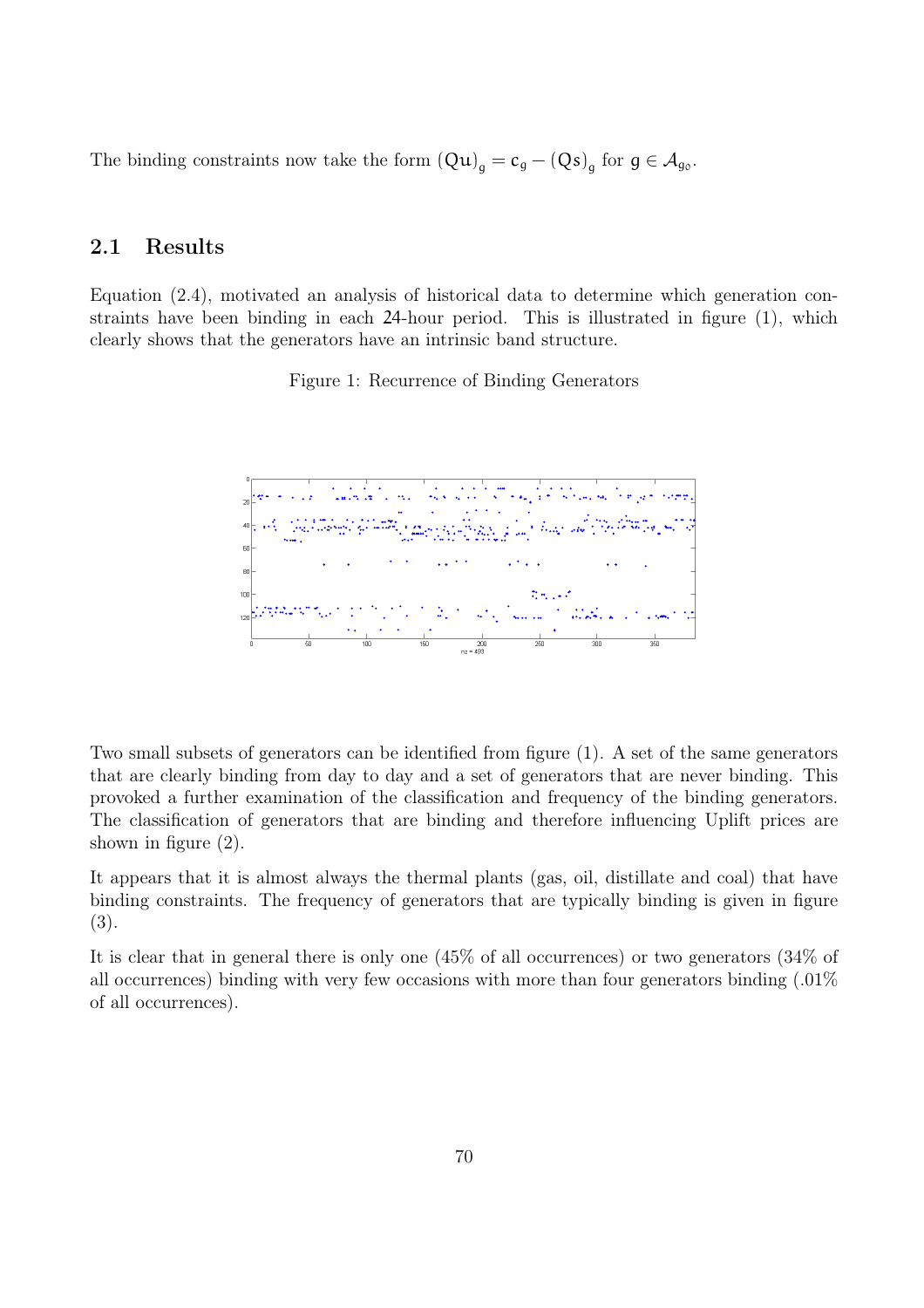The binding constraints now take the form $(Qu)_g = c_g - (Qs)_g$ for $g \in \mathcal{A}_{g_0}$.

## 2.1 Results

Equation (2.4), motivated an analysis of historical data to determine which generation constraints have been binding in each 24-hour period. This is illustrated in figure (1), which clearly shows that the generators have an intrinsic band structure.

Figure 1: Recurrence of Binding Generators

Two small subsets of generators can be identified from figure (1). A set of the same generators that are clearly binding from day to day and a set of generators that are never binding. This provoked a further examination of the classification and frequency of the binding generators. The classification of generators that are binding and therefore influencing Uplift prices are shown in figure (2).

It appears that it is almost always the thermal plants (gas, oil, distillate and coal) that have binding constraints. The frequency of generators that are typically binding is given in figure (3).

It is clear that in general there is only one (45% of all occurrences) or two generators (34% of all occurrences) binding with very few occasions with more than four generators binding (.01% of all occurrences).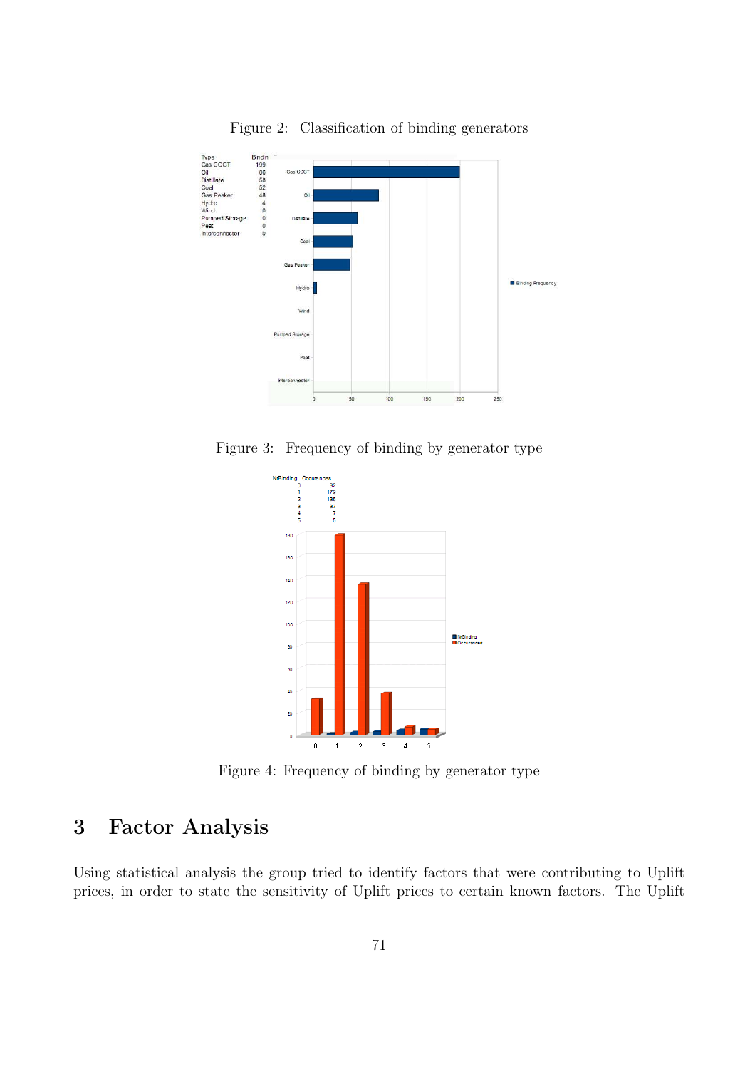Figure 2: Classification of binding generators

| Type | Bindin |
|---|---|
| Gas CCGT | 199 |
| Oil | 86 |
| Distillate | 58 |
| Coal | 52 |
| Gas Peaker | 48 |
| Hydro | 4 |
| Wind | 0 |
| Pumped Storage | 0 |
| Peat | 0 |
| Interconnector | 0 |

Figure 3: Frequency of binding by generator type

| NrBinding | Occurances |
|---|---|
| 0 | 32 |
| 1 | 179 |
| 2 | 135 |
| 3 | 37 |
| 4 | 7 |
| 5 | 5 |

Figure 4: Frequency of binding by generator type

# 3 Factor Analysis

Using statistical analysis the group tried to identify factors that were contributing to Uplift prices, in order to state the sensitivity of Uplift prices to certain known factors. The Uplift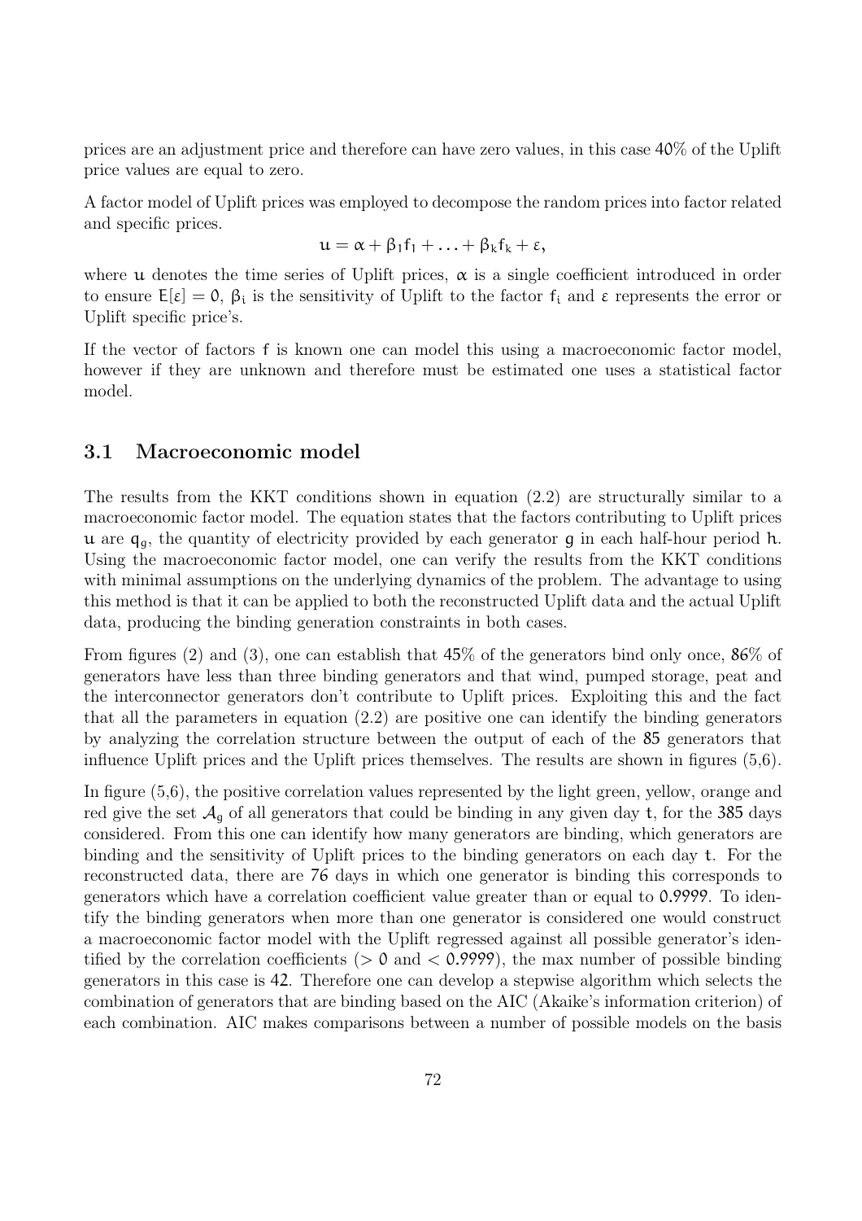prices are an adjustment price and therefore can have zero values, in this case 40% of the Uplift price values are equal to zero.

A factor model of Uplift prices was employed to decompose the random prices into factor related and specific prices.

$$u = \alpha + \beta_1 f_1 + \ldots + \beta_k f_k + \varepsilon,$$

where $u$ denotes the time series of Uplift prices, $\alpha$ is a single coefficient introduced in order to ensure $E[\varepsilon] = 0$, $\beta_i$ is the sensitivity of Uplift to the factor $f_i$ and $\varepsilon$ represents the error or Uplift specific price's.

If the vector of factors $f$ is known one can model this using a macroeconomic factor model, however if they are unknown and therefore must be estimated one uses a statistical factor model.

## 3.1 Macroeconomic model

The results from the KKT conditions shown in equation (2.2) are structurally similar to a macroeconomic factor model. The equation states that the factors contributing to Uplift prices $u$ are $q_g$, the quantity of electricity provided by each generator $g$ in each half-hour period $h$. Using the macroeconomic factor model, one can verify the results from the KKT conditions with minimal assumptions on the underlying dynamics of the problem. The advantage to using this method is that it can be applied to both the reconstructed Uplift data and the actual Uplift data, producing the binding generation constraints in both cases.

From figures (2) and (3), one can establish that 45% of the generators bind only once, 86% of generators have less than three binding generators and that wind, pumped storage, peat and the interconnector generators don't contribute to Uplift prices. Exploiting this and the fact that all the parameters in equation (2.2) are positive one can identify the binding generators by analyzing the correlation structure between the output of each of the 85 generators that influence Uplift prices and the Uplift prices themselves. The results are shown in figures (5,6).

In figure (5,6), the positive correlation values represented by the light green, yellow, orange and red give the set $\mathcal{A}_g$ of all generators that could be binding in any given day $t$, for the 385 days considered. From this one can identify how many generators are binding, which generators are binding and the sensitivity of Uplift prices to the binding generators on each day $t$. For the reconstructed data, there are 76 days in which one generator is binding this corresponds to generators which have a correlation coefficient value greater than or equal to 0.9999. To identify the binding generators when more than one generator is considered one would construct a macroeconomic factor model with the Uplift regressed against all possible generator's identified by the correlation coefficients ($> 0$ and $< 0.9999$), the max number of possible binding generators in this case is 42. Therefore one can develop a stepwise algorithm which selects the combination of generators that are binding based on the AIC (Akaike's information criterion) of each combination. AIC makes comparisons between a number of possible models on the basis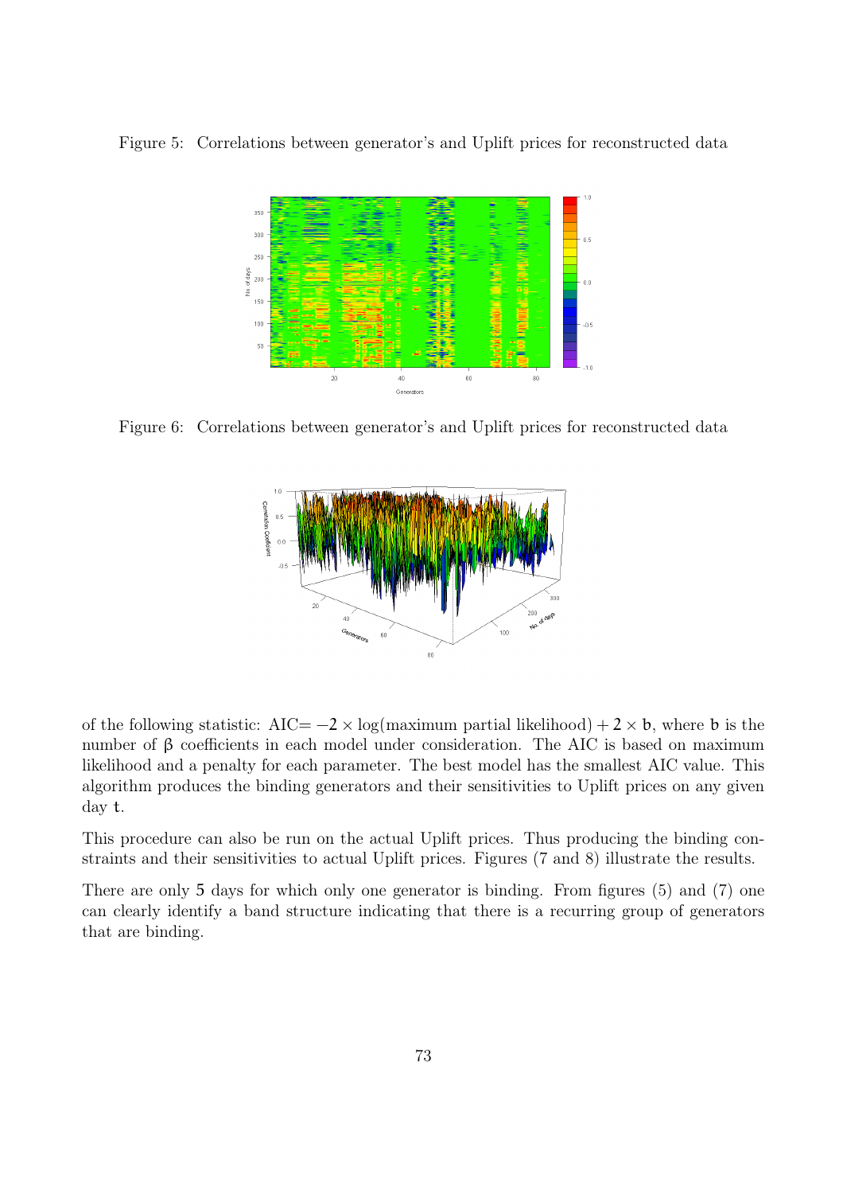Figure 5: Correlations between generator's and Uplift prices for reconstructed data

Figure 6: Correlations between generator's and Uplift prices for reconstructed data

of the following statistic: AIC$= -2 \times \log(\text{maximum partial likelihood}) + 2 \times \mathfrak{b}$, where $\mathfrak{b}$ is the number of $\beta$ coefficients in each model under consideration. The AIC is based on maximum likelihood and a penalty for each parameter. The best model has the smallest AIC value. This algorithm produces the binding generators and their sensitivities to Uplift prices on any given day $t$.

This procedure can also be run on the actual Uplift prices. Thus producing the binding constraints and their sensitivities to actual Uplift prices. Figures (7 and 8) illustrate the results.

There are only 5 days for which only one generator is binding. From figures (5) and (7) one can clearly identify a band structure indicating that there is a recurring group of generators that are binding.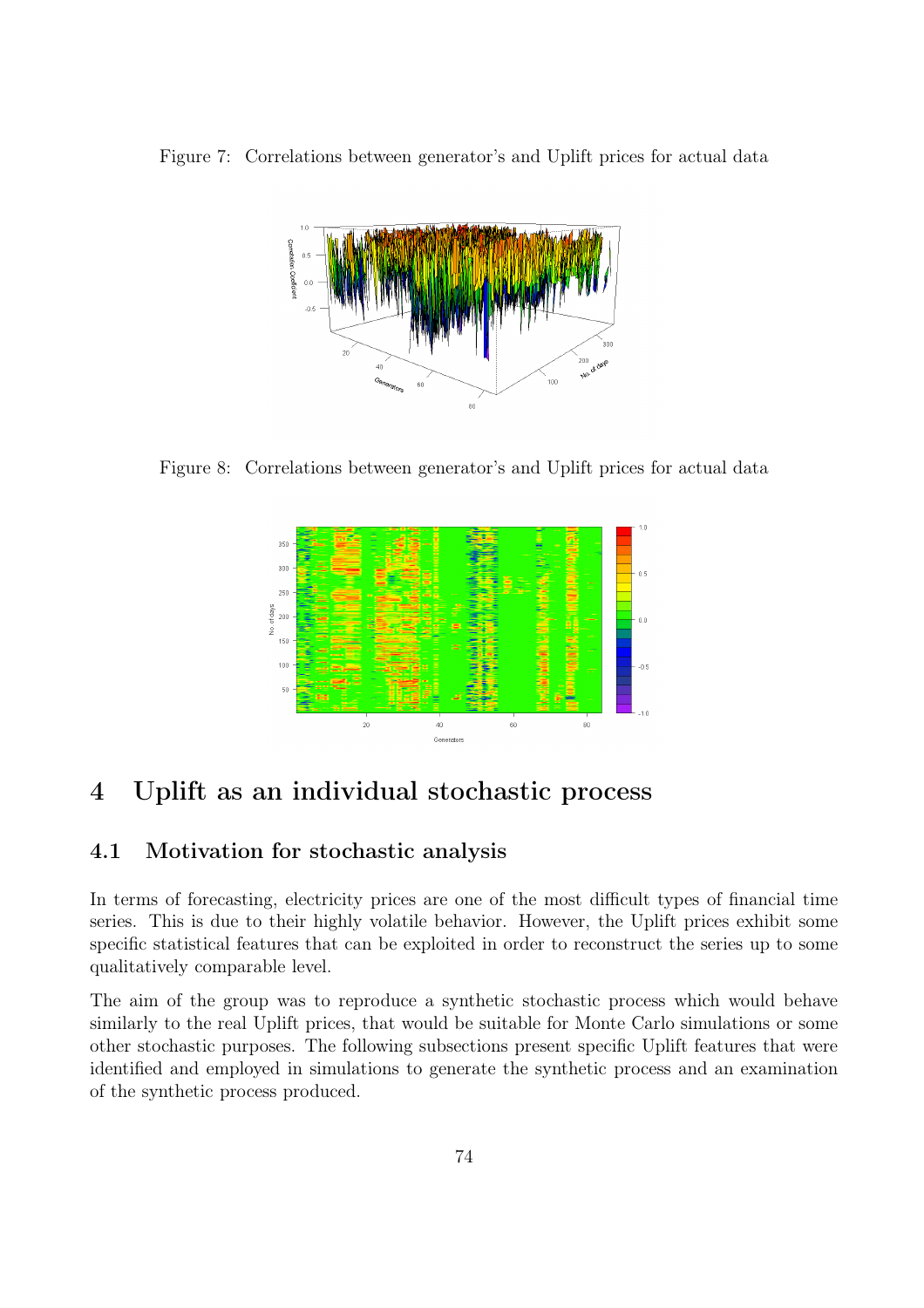Figure 7: Correlations between generator's and Uplift prices for actual data

Figure 8: Correlations between generator's and Uplift prices for actual data

# 4 Uplift as an individual stochastic process

## 4.1 Motivation for stochastic analysis

In terms of forecasting, electricity prices are one of the most difficult types of financial time series. This is due to their highly volatile behavior. However, the Uplift prices exhibit some specific statistical features that can be exploited in order to reconstruct the series up to some qualitatively comparable level.

The aim of the group was to reproduce a synthetic stochastic process which would behave similarly to the real Uplift prices, that would be suitable for Monte Carlo simulations or some other stochastic purposes. The following subsections present specific Uplift features that were identified and employed in simulations to generate the synthetic process and an examination of the synthetic process produced.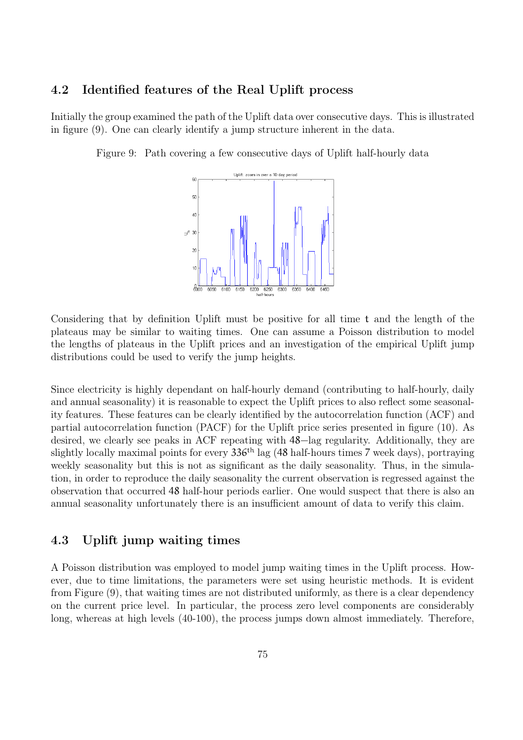## 4.2 Identified features of the Real Uplift process

Initially the group examined the path of the Uplift data over consecutive days. This is illustrated in figure (9). One can clearly identify a jump structure inherent in the data.

Figure 9: Path covering a few consecutive days of Uplift half-hourly data

Considering that by definition Uplift must be positive for all time t and the length of the plateaus may be similar to waiting times. One can assume a Poisson distribution to model the lengths of plateaus in the Uplift prices and an investigation of the empirical Uplift jump distributions could be used to verify the jump heights.

Since electricity is highly dependant on half-hourly demand (contributing to half-hourly, daily and annual seasonality) it is reasonable to expect the Uplift prices to also reflect some seasonality features. These features can be clearly identified by the autocorrelation function (ACF) and partial autocorrelation function (PACF) for the Uplift price series presented in figure (10). As desired, we clearly see peaks in ACF repeating with 48−lag regularity. Additionally, they are slightly locally maximal points for every $336^{\text{th}}$ lag (48 half-hours times 7 week days), portraying weekly seasonality but this is not as significant as the daily seasonality. Thus, in the simulation, in order to reproduce the daily seasonality the current observation is regressed against the observation that occurred 48 half-hour periods earlier. One would suspect that there is also an annual seasonality unfortunately there is an insufficient amount of data to verify this claim.

## 4.3 Uplift jump waiting times

A Poisson distribution was employed to model jump waiting times in the Uplift process. However, due to time limitations, the parameters were set using heuristic methods. It is evident from Figure (9), that waiting times are not distributed uniformly, as there is a clear dependency on the current price level. In particular, the process zero level components are considerably long, whereas at high levels (40-100), the process jumps down almost immediately. Therefore,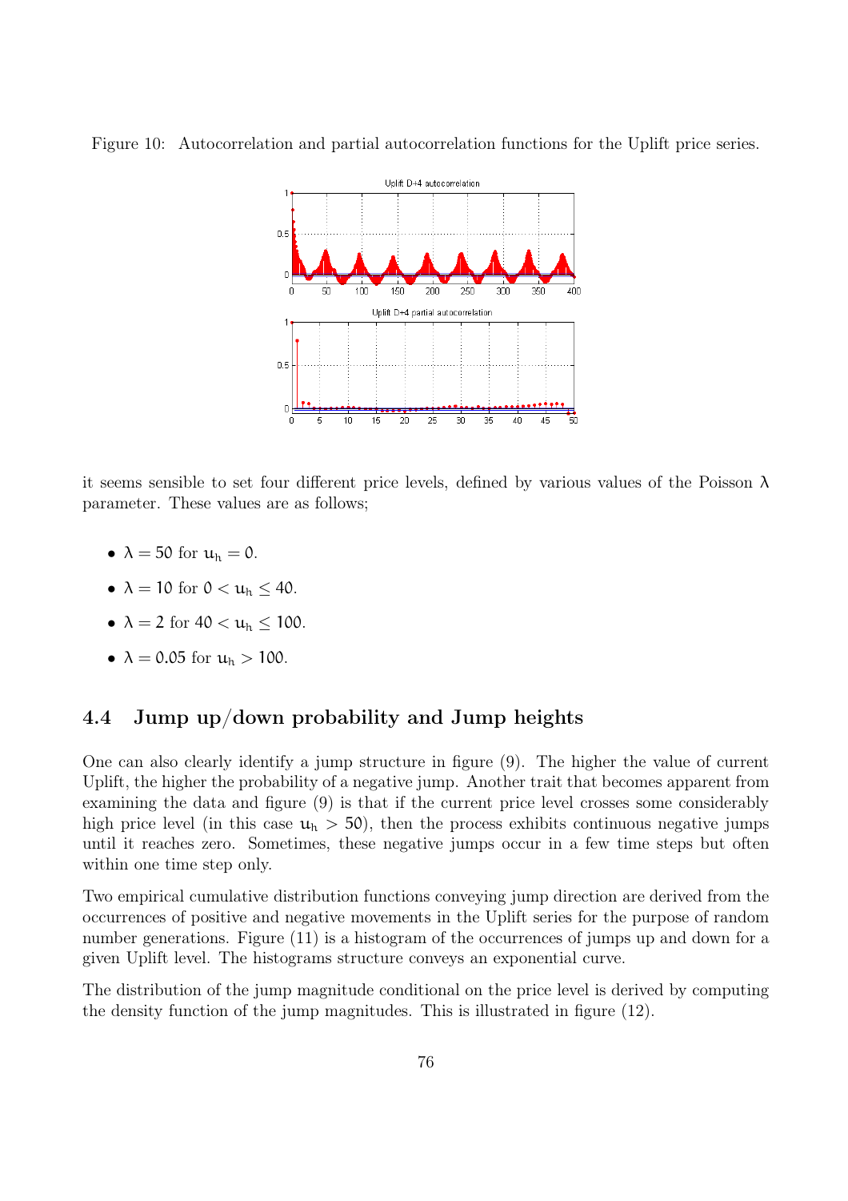Figure 10: Autocorrelation and partial autocorrelation functions for the Uplift price series.

it seems sensible to set four different price levels, defined by various values of the Poisson $\lambda$ parameter. These values are as follows;

- $\lambda = 50$ for $u_h = 0$.
- $\lambda = 10$ for $0 < u_h \leq 40$.
- $\lambda = 2$ for $40 < u_h \leq 100$.
- $\lambda = 0.05$ for $u_h > 100$.

## 4.4 Jump up/down probability and Jump heights

One can also clearly identify a jump structure in figure (9). The higher the value of current Uplift, the higher the probability of a negative jump. Another trait that becomes apparent from examining the data and figure (9) is that if the current price level crosses some considerably high price level (in this case $u_h > 50$), then the process exhibits continuous negative jumps until it reaches zero. Sometimes, these negative jumps occur in a few time steps but often within one time step only.

Two empirical cumulative distribution functions conveying jump direction are derived from the occurrences of positive and negative movements in the Uplift series for the purpose of random number generations. Figure (11) is a histogram of the occurrences of jumps up and down for a given Uplift level. The histograms structure conveys an exponential curve.

The distribution of the jump magnitude conditional on the price level is derived by computing the density function of the jump magnitudes. This is illustrated in figure (12).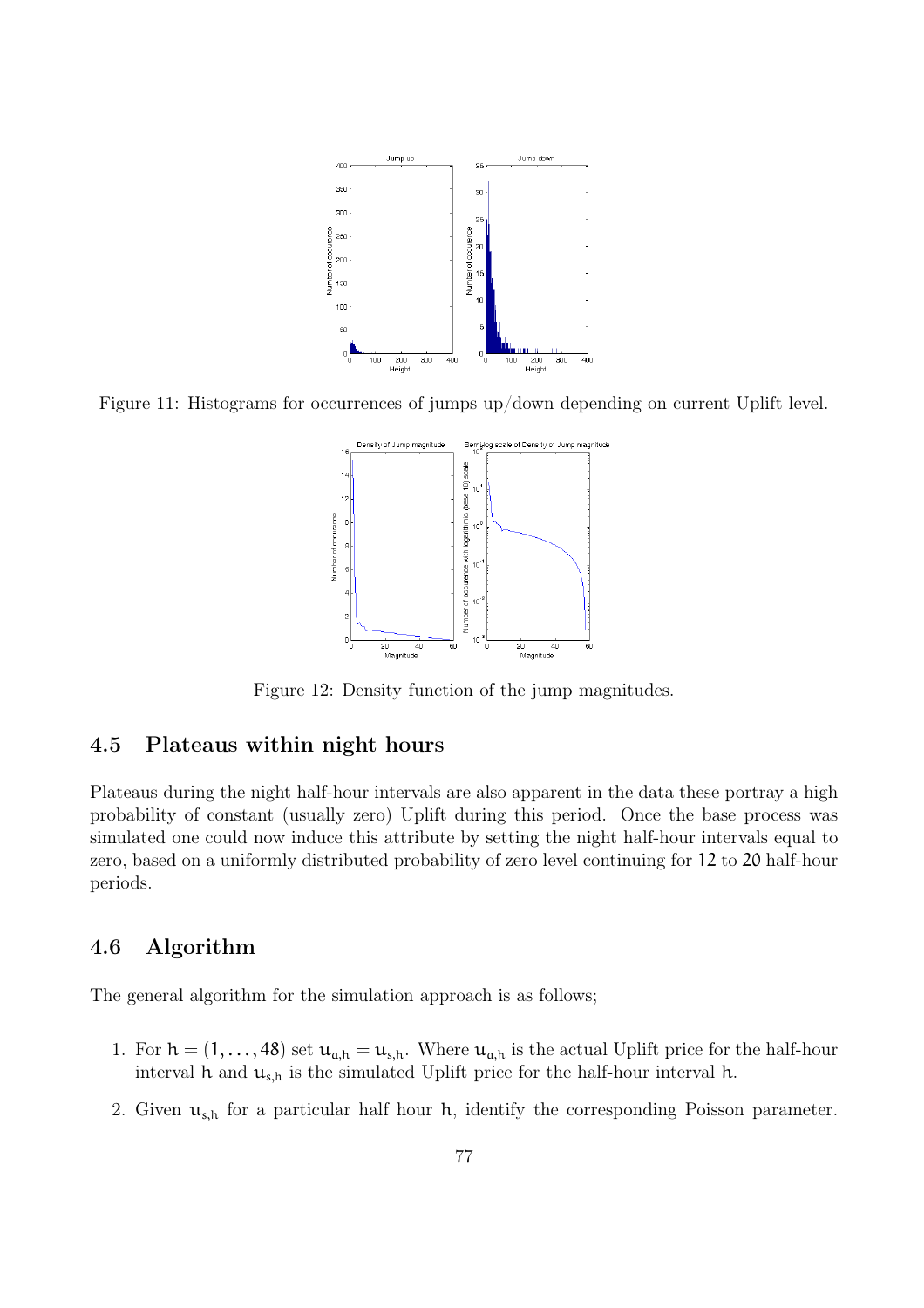Figure 11: Histograms for occurrences of jumps up/down depending on current Uplift level.

Figure 12: Density function of the jump magnitudes.

### 4.5 Plateaus within night hours

Plateaus during the night half-hour intervals are also apparent in the data these portray a high probability of constant (usually zero) Uplift during this period. Once the base process was simulated one could now induce this attribute by setting the night half-hour intervals equal to zero, based on a uniformly distributed probability of zero level continuing for 12 to 20 half-hour periods.

### 4.6 Algorithm

The general algorithm for the simulation approach is as follows;

1. For $h = (1, \ldots, 48)$ set $u_{a,h} = u_{s,h}$. Where $u_{a,h}$ is the actual Uplift price for the half-hour interval $h$ and $u_{s,h}$ is the simulated Uplift price for the half-hour interval $h$.
2. Given $u_{s,h}$ for a particular half hour $h$, identify the corresponding Poisson parameter.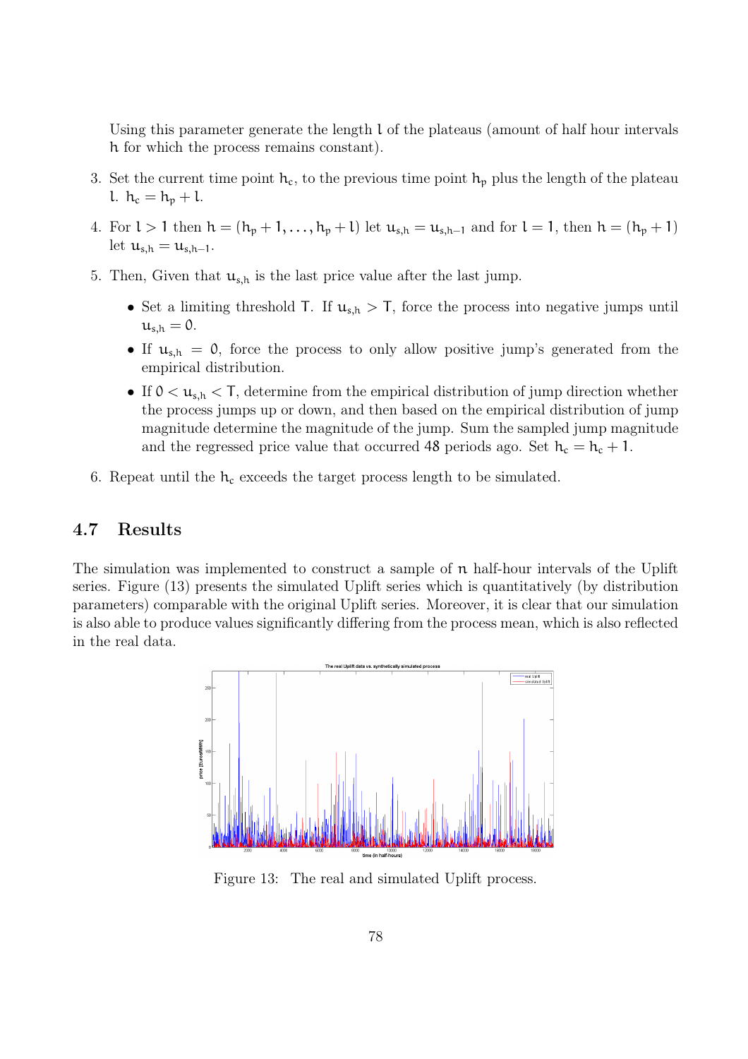Using this parameter generate the length $l$ of the plateaus (amount of half hour intervals $h$ for which the process remains constant).

3. Set the current time point $h_c$, to the previous time point $h_p$ plus the length of the plateau $l$. $h_c = h_p + l$.
4. For $l > 1$ then $h = (h_p + 1, \ldots, h_p + l)$ let $u_{s,h} = u_{s,h-1}$ and for $l = 1$, then $h = (h_p + 1)$ let $u_{s,h} = u_{s,h-1}$.
5. Then, Given that $u_{s,h}$ is the last price value after the last jump.
   - Set a limiting threshold $T$. If $u_{s,h} > T$, force the process into negative jumps until $u_{s,h} = 0$.
   - If $u_{s,h} = 0$, force the process to only allow positive jump's generated from the empirical distribution.
   - If $0 < u_{s,h} < T$, determine from the empirical distribution of jump direction whether the process jumps up or down, and then based on the empirical distribution of jump magnitude determine the magnitude of the jump. Sum the sampled jump magnitude and the regressed price value that occurred 48 periods ago. Set $h_c = h_c + 1$.
6. Repeat until the $h_c$ exceeds the target process length to be simulated.

## 4.7 Results

The simulation was implemented to construct a sample of $n$ half-hour intervals of the Uplift series. Figure (13) presents the simulated Uplift series which is quantitatively (by distribution parameters) comparable with the original Uplift series. Moreover, it is clear that our simulation is also able to produce values significantly differing from the process mean, which is also reflected in the real data.

Figure 13: The real and simulated Uplift process.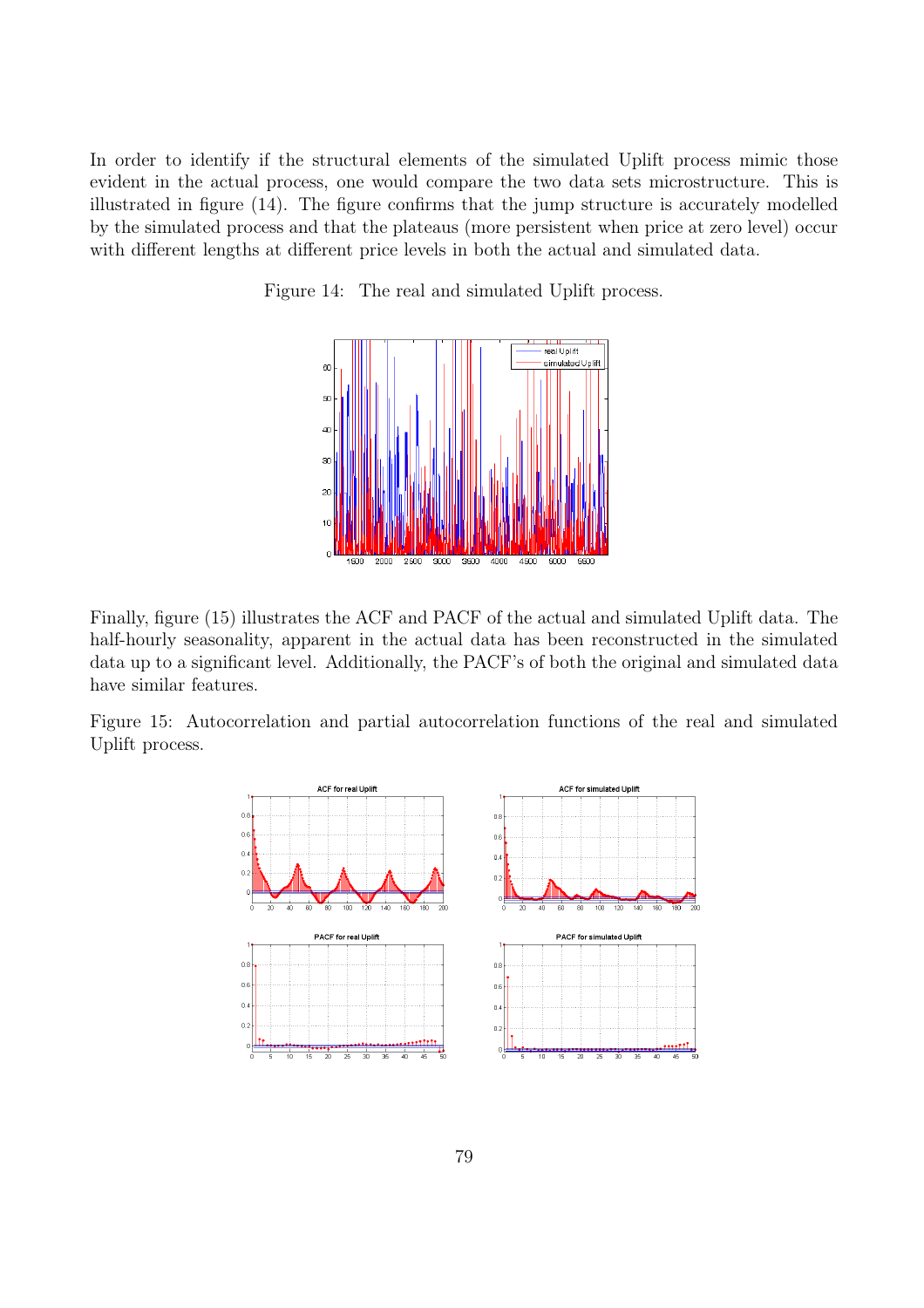In order to identify if the structural elements of the simulated Uplift process mimic those evident in the actual process, one would compare the two data sets microstructure. This is illustrated in figure (14). The figure confirms that the jump structure is accurately modelled by the simulated process and that the plateaus (more persistent when price at zero level) occur with different lengths at different price levels in both the actual and simulated data.

Figure 14: The real and simulated Uplift process.

Finally, figure (15) illustrates the ACF and PACF of the actual and simulated Uplift data. The half-hourly seasonality, apparent in the actual data has been reconstructed in the simulated data up to a significant level. Additionally, the PACF's of both the original and simulated data have similar features.

Figure 15: Autocorrelation and partial autocorrelation functions of the real and simulated Uplift process.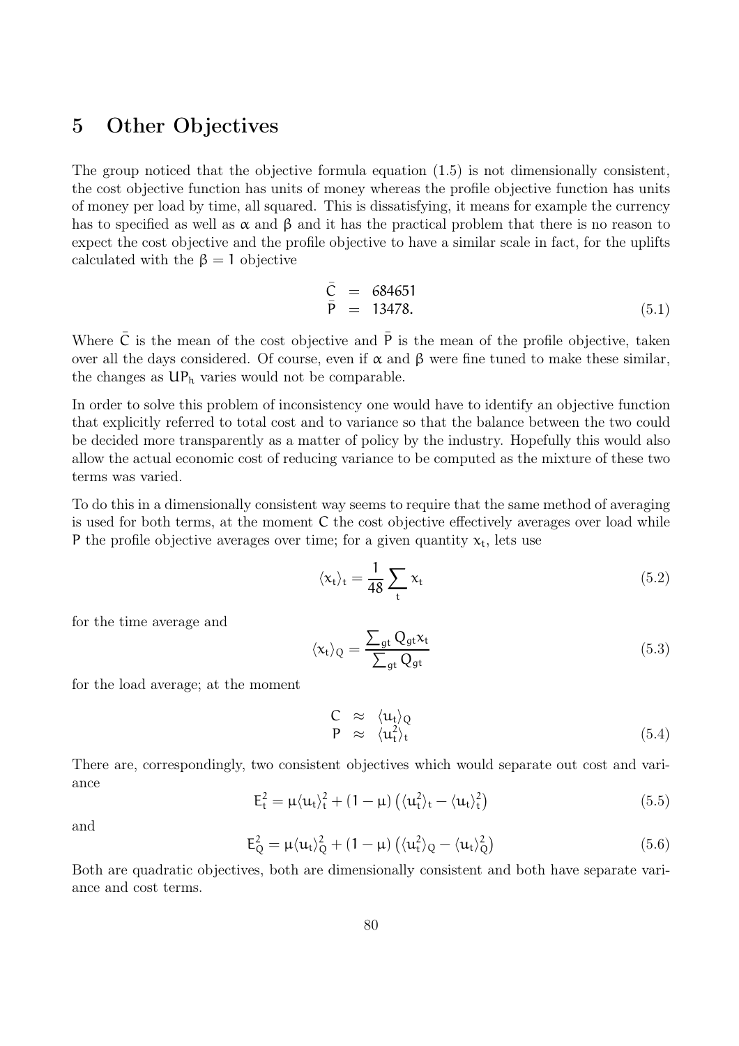# 5 Other Objectives

The group noticed that the objective formula equation (1.5) is not dimensionally consistent, the cost objective function has units of money whereas the profile objective function has units of money per load by time, all squared. This is dissatisfying, it means for example the currency has to specified as well as $\alpha$ and $\beta$ and it has the practical problem that there is no reason to expect the cost objective and the profile objective to have a similar scale in fact, for the uplifts calculated with the $\beta = 1$ objective

$$
\begin{aligned}
\bar{C} &= 684651 \\
\bar{P} &= 13478.
\end{aligned}
\tag{5.1}
$$

Where $\bar{C}$ is the mean of the cost objective and $\bar{P}$ is the mean of the profile objective, taken over all the days considered. Of course, even if $\alpha$ and $\beta$ were fine tuned to make these similar, the changes as $UP_h$ varies would not be comparable.

In order to solve this problem of inconsistency one would have to identify an objective function that explicitly referred to total cost and to variance so that the balance between the two could be decided more transparently as a matter of policy by the industry. Hopefully this would also allow the actual economic cost of reducing variance to be computed as the mixture of these two terms was varied.

To do this in a dimensionally consistent way seems to require that the same method of averaging is used for both terms, at the moment $C$ the cost objective effectively averages over load while $P$ the profile objective averages over time; for a given quantity $x_t$, lets use

$$
\langle x_t \rangle_t = \frac{1}{48} \sum_t x_t
\tag{5.2}
$$

for the time average and

$$
\langle x_t \rangle_Q = \frac{\sum_{gt} Q_{gt} x_t}{\sum_{gt} Q_{gt}}
\tag{5.3}
$$

for the load average; at the moment

$$
\begin{aligned}
C &\approx \langle u_t \rangle_Q \\
P &\approx \langle u_t^2 \rangle_t
\end{aligned}
\tag{5.4}
$$

There are, correspondingly, two consistent objectives which would separate out cost and variance

$$
E_t^2 = \mu \langle u_t \rangle_t^2 + (1-\mu)\left(\langle u_t^2 \rangle_t - \langle u_t \rangle_t^2\right)
\tag{5.5}
$$

and

$$
E_Q^2 = \mu \langle u_t \rangle_Q^2 + (1-\mu)\left(\langle u_t^2 \rangle_Q - \langle u_t \rangle_Q^2\right)
\tag{5.6}
$$

Both are quadratic objectives, both are dimensionally consistent and both have separate variance and cost terms.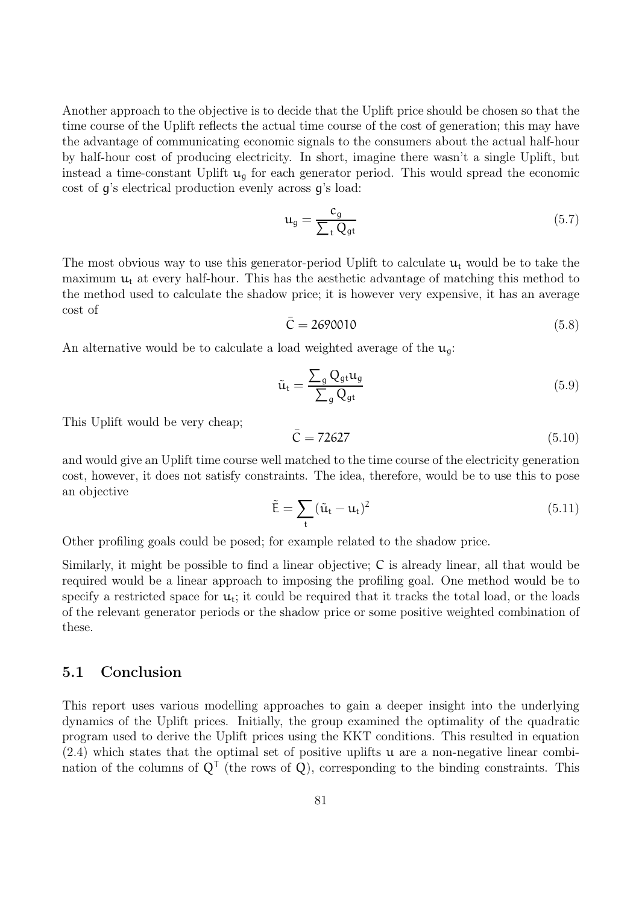Another approach to the objective is to decide that the Uplift price should be chosen so that the time course of the Uplift reflects the actual time course of the cost of generation; this may have the advantage of communicating economic signals to the consumers about the actual half-hour by half-hour cost of producing electricity. In short, imagine there wasn't a single Uplift, but instead a time-constant Uplift $u_g$ for each generator period. This would spread the economic cost of $g$'s electrical production evenly across $g$'s load:

$$u_g = \frac{c_g}{\sum_t Q_{gt}} \tag{5.7}$$

The most obvious way to use this generator-period Uplift to calculate $u_t$ would be to take the maximum $u_t$ at every half-hour. This has the aesthetic advantage of matching this method to the method used to calculate the shadow price; it is however very expensive, it has an average cost of

$$\bar{C} = 2690010 \tag{5.8}$$

An alternative would be to calculate a load weighted average of the $u_g$:

$$\tilde{u}_t = \frac{\sum_g Q_{gt} u_g}{\sum_g Q_{gt}} \tag{5.9}$$

This Uplift would be very cheap;

$$\bar{C} = 72627 \tag{5.10}$$

and would give an Uplift time course well matched to the time course of the electricity generation cost, however, it does not satisfy constraints. The idea, therefore, would be to use this to pose an objective

$$\tilde{E} = \sum_t (\tilde{u}_t - u_t)^2 \tag{5.11}$$

Other profiling goals could be posed; for example related to the shadow price.

Similarly, it might be possible to find a linear objective; $C$ is already linear, all that would be required would be a linear approach to imposing the profiling goal. One method would be to specify a restricted space for $u_t$; it could be required that it tracks the total load, or the loads of the relevant generator periods or the shadow price or some positive weighted combination of these.

## 5.1 Conclusion

This report uses various modelling approaches to gain a deeper insight into the underlying dynamics of the Uplift prices. Initially, the group examined the optimality of the quadratic program used to derive the Uplift prices using the KKT conditions. This resulted in equation (2.4) which states that the optimal set of positive uplifts $u$ are a non-negative linear combination of the columns of $Q^T$ (the rows of $Q$), corresponding to the binding constraints. This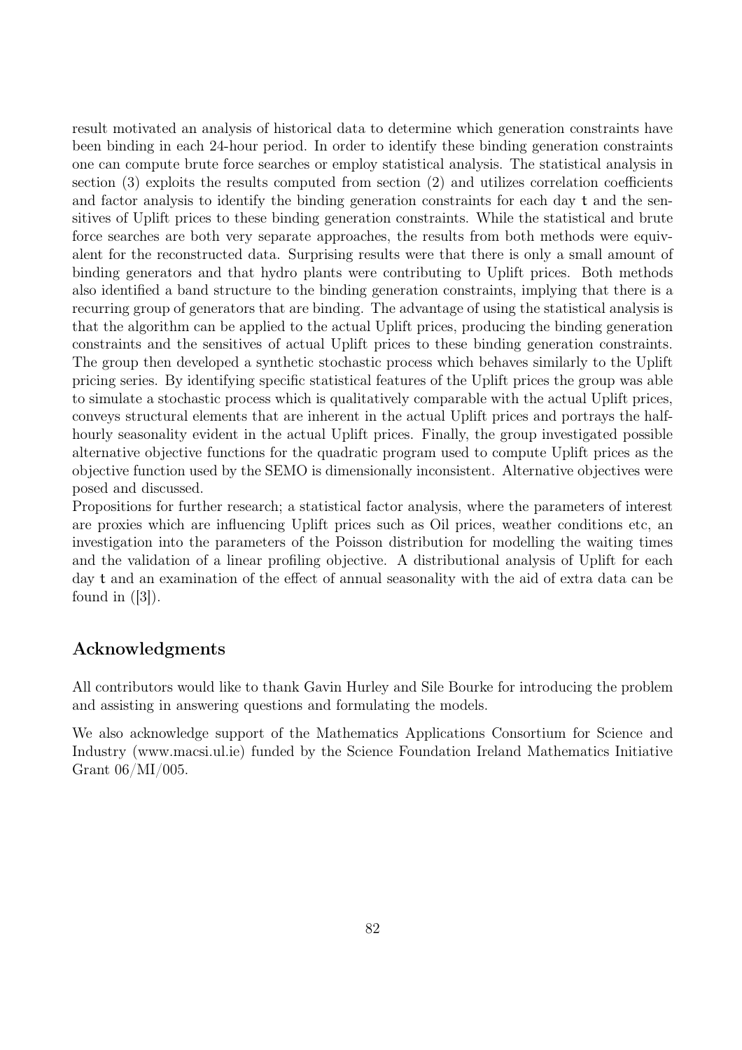result motivated an analysis of historical data to determine which generation constraints have been binding in each 24-hour period. In order to identify these binding generation constraints one can compute brute force searches or employ statistical analysis. The statistical analysis in section (3) exploits the results computed from section (2) and utilizes correlation coefficients and factor analysis to identify the binding generation constraints for each day `t` and the sensitives of Uplift prices to these binding generation constraints. While the statistical and brute force searches are both very separate approaches, the results from both methods were equivalent for the reconstructed data. Surprising results were that there is only a small amount of binding generators and that hydro plants were contributing to Uplift prices. Both methods also identified a band structure to the binding generation constraints, implying that there is a recurring group of generators that are binding. The advantage of using the statistical analysis is that the algorithm can be applied to the actual Uplift prices, producing the binding generation constraints and the sensitives of actual Uplift prices to these binding generation constraints. The group then developed a synthetic stochastic process which behaves similarly to the Uplift pricing series. By identifying specific statistical features of the Uplift prices the group was able to simulate a stochastic process which is qualitatively comparable with the actual Uplift prices, conveys structural elements that are inherent in the actual Uplift prices and portrays the half-hourly seasonality evident in the actual Uplift prices. Finally, the group investigated possible alternative objective functions for the quadratic program used to compute Uplift prices as the objective function used by the SEMO is dimensionally inconsistent. Alternative objectives were posed and discussed.

Propositions for further research; a statistical factor analysis, where the parameters of interest are proxies which are influencing Uplift prices such as Oil prices, weather conditions etc, an investigation into the parameters of the Poisson distribution for modelling the waiting times and the validation of a linear profiling objective. A distributional analysis of Uplift for each day `t` and an examination of the effect of annual seasonality with the aid of extra data can be found in ([3]).

## Acknowledgments

All contributors would like to thank Gavin Hurley and Sile Bourke for introducing the problem and assisting in answering questions and formulating the models.

We also acknowledge support of the Mathematics Applications Consortium for Science and Industry (www.macsi.ul.ie) funded by the Science Foundation Ireland Mathematics Initiative Grant 06/MI/005.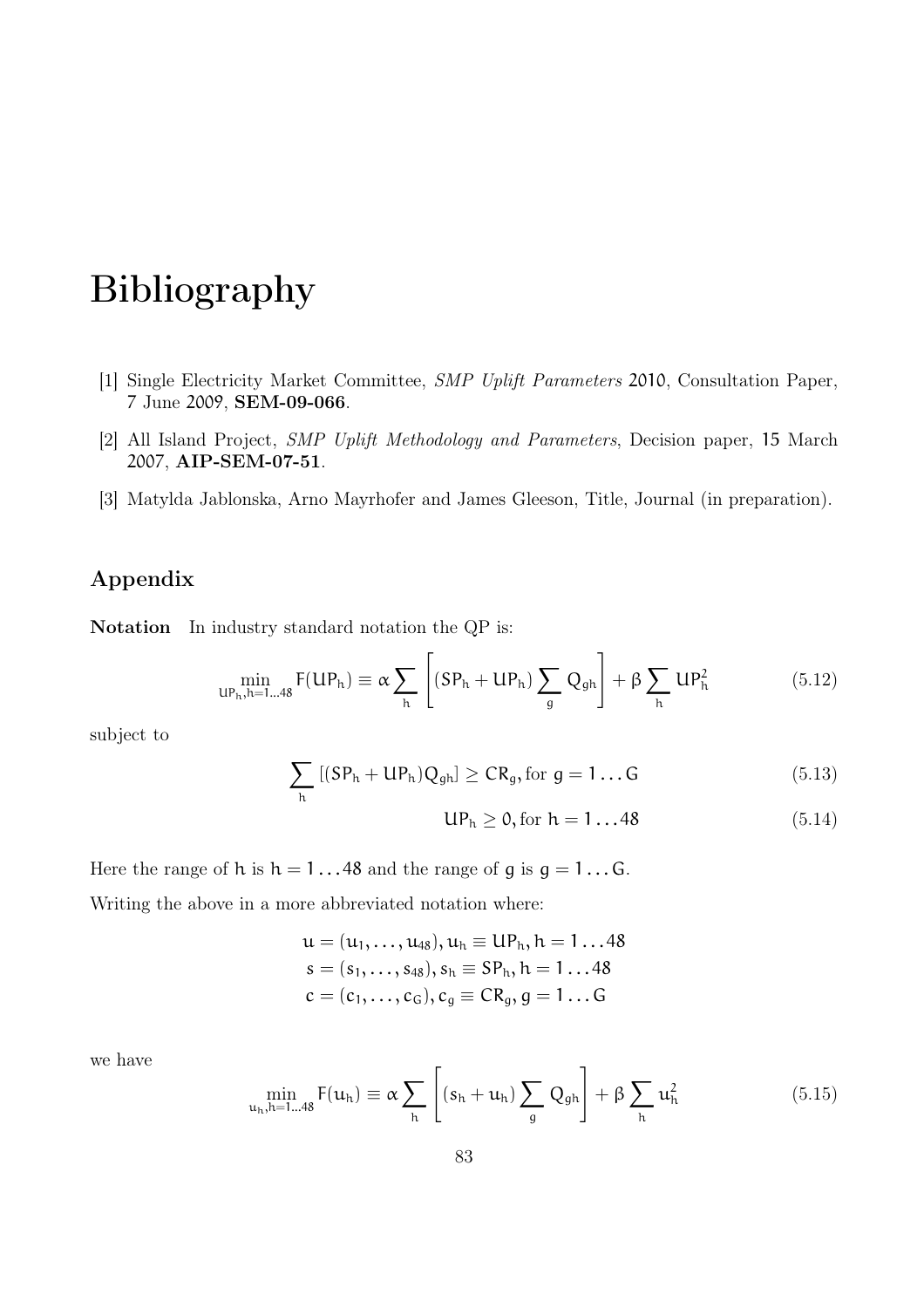# Bibliography

[1] Single Electricity Market Committee, *SMP Uplift Parameters* 2010, Consultation Paper, 7 June 2009, **SEM-09-066**.

[2] All Island Project, *SMP Uplift Methodology and Parameters*, Decision paper, 15 March 2007, **AIP-SEM-07-51**.

[3] Matylda Jablonska, Arno Mayrhofer and James Gleeson, Title, Journal (in preparation).

## Appendix

**Notation** In industry standard notation the QP is:

$$\min_{\mathsf{UP}_h, h=1\ldots48} \mathsf{F}(\mathsf{UP}_h) \equiv \alpha \sum_h \left[ (\mathsf{SP}_h + \mathsf{UP}_h) \sum_g \mathsf{Q}_{gh} \right] + \beta \sum_h \mathsf{UP}_h^2 \tag{5.12}$$

subject to

$$\sum_h \left[ (\mathsf{SP}_h + \mathsf{UP}_h) \mathsf{Q}_{gh} \right] \geq \mathsf{CR}_g, \text{for } g = 1 \ldots \mathsf{G} \tag{5.13}$$

$$\mathsf{UP}_h \geq 0, \text{for } h = 1 \ldots 48 \tag{5.14}$$

Here the range of $h$ is $h = 1 \ldots 48$ and the range of $g$ is $g = 1 \ldots \mathsf{G}$.

Writing the above in a more abbreviated notation where:

$$\begin{aligned}
u &= (u_1, \ldots, u_{48}), u_h \equiv \mathsf{UP}_h, h = 1 \ldots 48 \\
s &= (s_1, \ldots, s_{48}), s_h \equiv \mathsf{SP}_h, h = 1 \ldots 48 \\
c &= (c_1, \ldots, c_G), c_g \equiv \mathsf{CR}_g, g = 1 \ldots \mathsf{G}
\end{aligned}$$

we have

$$\min_{u_h, h=1\ldots48} \mathsf{F}(u_h) \equiv \alpha \sum_h \left[ (s_h + u_h) \sum_g \mathsf{Q}_{gh} \right] + \beta \sum_h u_h^2 \tag{5.15}$$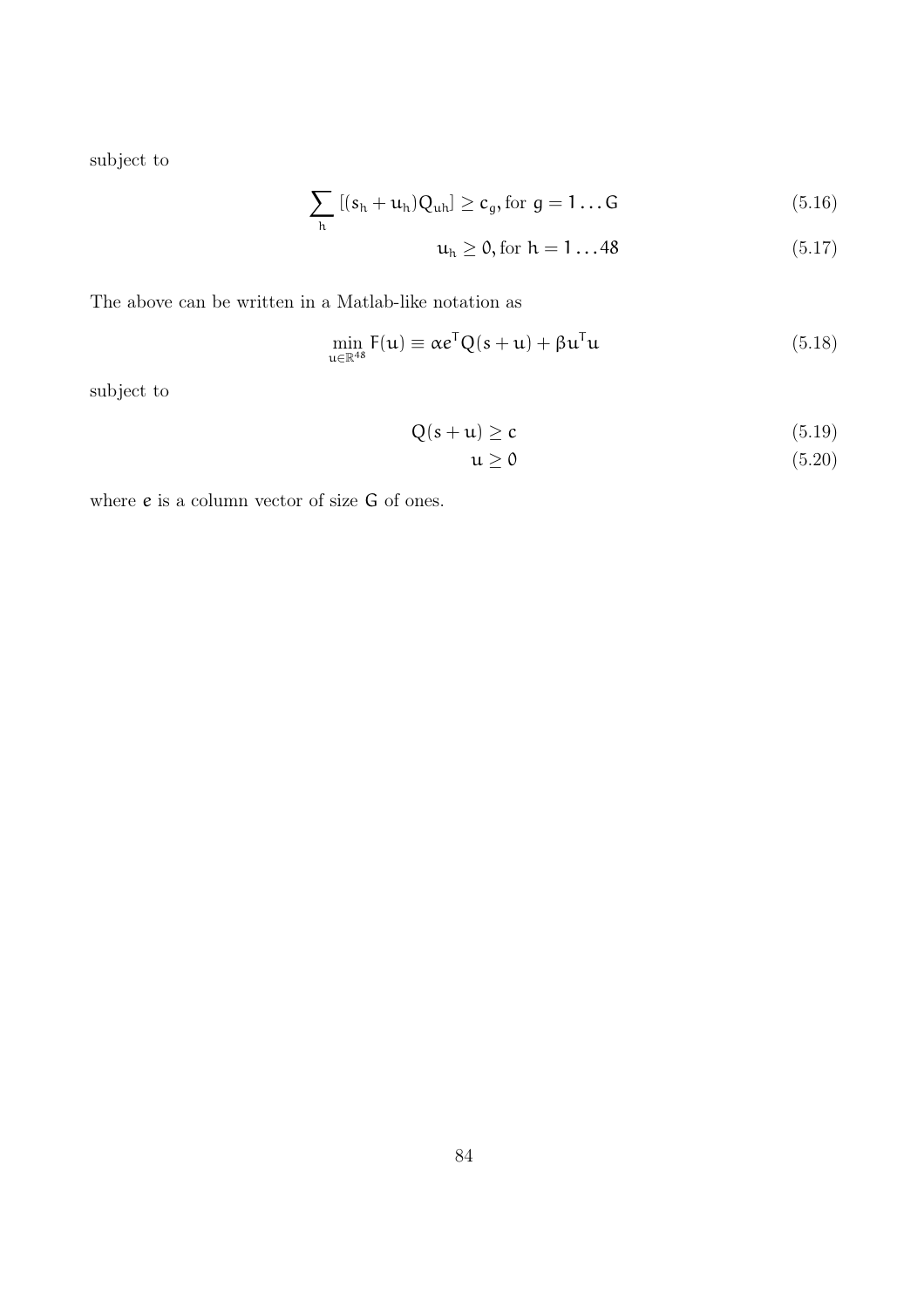subject to

$$\sum_{h} [(s_h + u_h)Q_{uh}] \geq c_g, \text{for } g = 1 \dots G \tag{5.16}$$

$$u_h \geq 0, \text{for } h = 1 \dots 48 \tag{5.17}$$

The above can be written in a Matlab-like notation as

$$\min_{u \in \mathbb{R}^{48}} F(u) \equiv \alpha e^T Q(s + u) + \beta u^T u \tag{5.18}$$

subject to

$$Q(s + u) \geq c \tag{5.19}$$

$$u \geq 0 \tag{5.20}$$

where $e$ is a column vector of size $G$ of ones.